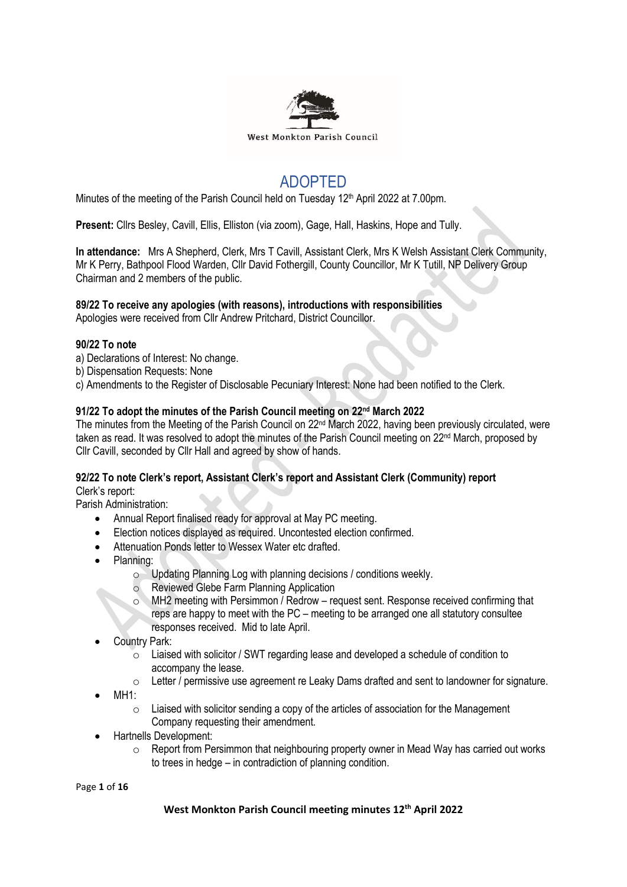West Monkton Parish Council

# ADOPTED

Minutes of the meeting of the Parish Council held on Tuesday 12th April 2022 at 7.00pm.

**Present:** Cllrs Besley, Cavill, Ellis, Elliston (via zoom), Gage, Hall, Haskins, Hope and Tully.

**In attendance:** Mrs A Shepherd, Clerk, Mrs T Cavill, Assistant Clerk, Mrs K Welsh Assistant Clerk Community, Mr K Perry, Bathpool Flood Warden, Cllr David Fothergill, County Councillor, Mr K Tutill, NP Delivery Group Chairman and 2 members of the public.

**89/22 To receive any apologies (with reasons), introductions with responsibilities**

Apologies were received from Cllr Andrew Pritchard, District Councillor.

**90/22 To note**

a) Declarations of Interest: No change.

b) Dispensation Requests: None

c) Amendments to the Register of Disclosable Pecuniary Interest: None had been notified to the Clerk.

**91/22 To adopt the minutes of the Parish Council meeting on 22nd March 2022**

The minutes from the Meeting of the Parish Council on 22nd March 2022, having been previously circulated, were taken as read. It was resolved to adopt the minutes of the Parish Council meeting on 22nd March, proposed by Cllr Cavill, seconded by Cllr Hall and agreed by show of hands.

**92/22 To note Clerk's report, Assistant Clerk's report and Assistant Clerk (Community) report**

Clerk's report:

Parish Administration:

- Annual Report finalised ready for approval at May PC meeting.
- Election notices displayed as required. Uncontested election confirmed.
- Attenuation Ponds letter to Wessex Water etc drafted.
- Planning:
    - Updating Planning Log with planning decisions / conditions weekly.
    - Reviewed Glebe Farm Planning Application
    - MH2 meeting with Persimmon / Redrow – request sent. Response received confirming that reps are happy to meet with the PC – meeting to be arranged one all statutory consultee responses received. Mid to late April.
- Country Park:
    - Liaised with solicitor / SWT regarding lease and developed a schedule of condition to accompany the lease.
    - Letter / permissive use agreement re Leaky Dams drafted and sent to landowner for signature.
- MH1:
    - Liaised with solicitor sending a copy of the articles of association for the Management Company requesting their amendment.
- Hartnells Development:
    - Report from Persimmon that neighbouring property owner in Mead Way has carried out works to trees in hedge – in contradiction of planning condition.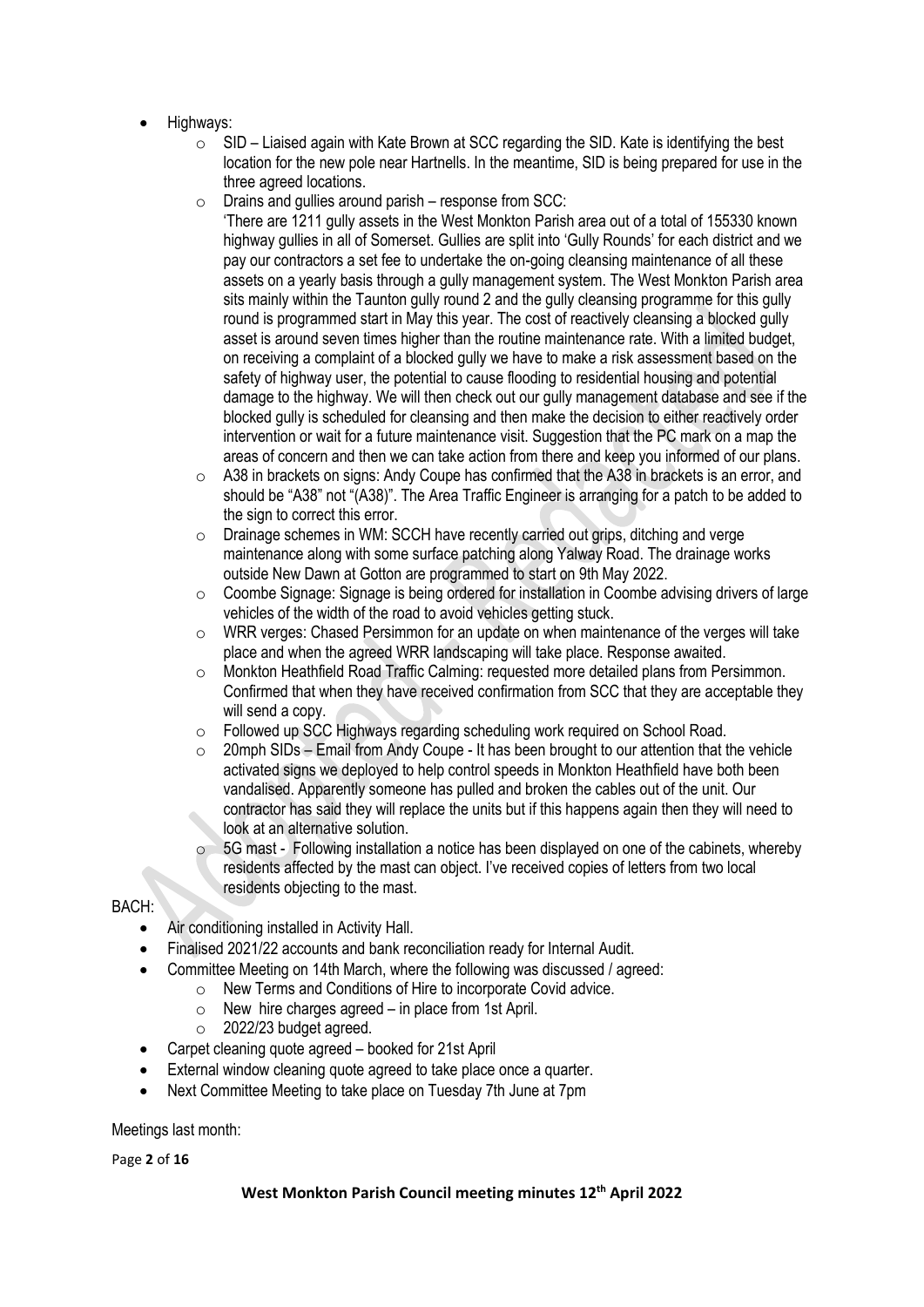- Highways:
  - SID – Liaised again with Kate Brown at SCC regarding the SID. Kate is identifying the best location for the new pole near Hartnells. In the meantime, SID is being prepared for use in the three agreed locations.
  - Drains and gullies around parish – response from SCC:
    'There are 1211 gully assets in the West Monkton Parish area out of a total of 155330 known highway gullies in all of Somerset. Gullies are split into 'Gully Rounds' for each district and we pay our contractors a set fee to undertake the on-going cleansing maintenance of all these assets on a yearly basis through a gully management system. The West Monkton Parish area sits mainly within the Taunton gully round 2 and the gully cleansing programme for this gully round is programmed start in May this year. The cost of reactively cleansing a blocked gully asset is around seven times higher than the routine maintenance rate. With a limited budget, on receiving a complaint of a blocked gully we have to make a risk assessment based on the safety of highway user, the potential to cause flooding to residential housing and potential damage to the highway. We will then check out our gully management database and see if the blocked gully is scheduled for cleansing and then make the decision to either reactively order intervention or wait for a future maintenance visit. Suggestion that the PC mark on a map the areas of concern and then we can take action from there and keep you informed of our plans.
  - A38 in brackets on signs: Andy Coupe has confirmed that the A38 in brackets is an error, and should be "A38" not "(A38)". The Area Traffic Engineer is arranging for a patch to be added to the sign to correct this error.
  - Drainage schemes in WM: SCCH have recently carried out grips, ditching and verge maintenance along with some surface patching along Yalway Road. The drainage works outside New Dawn at Gotton are programmed to start on 9th May 2022.
  - Coombe Signage: Signage is being ordered for installation in Coombe advising drivers of large vehicles of the width of the road to avoid vehicles getting stuck.
  - WRR verges: Chased Persimmon for an update on when maintenance of the verges will take place and when the agreed WRR landscaping will take place. Response awaited.
  - Monkton Heathfield Road Traffic Calming: requested more detailed plans from Persimmon. Confirmed that when they have received confirmation from SCC that they are acceptable they will send a copy.
  - Followed up SCC Highways regarding scheduling work required on School Road.
  - 20mph SIDs – Email from Andy Coupe - It has been brought to our attention that the vehicle activated signs we deployed to help control speeds in Monkton Heathfield have both been vandalised. Apparently someone has pulled and broken the cables out of the unit. Our contractor has said they will replace the units but if this happens again then they will need to look at an alternative solution.
  - 5G mast - Following installation a notice has been displayed on one of the cabinets, whereby residents affected by the mast can object. I've received copies of letters from two local residents objecting to the mast.

BACH:

- Air conditioning installed in Activity Hall.
- Finalised 2021/22 accounts and bank reconciliation ready for Internal Audit.
- Committee Meeting on 14th March, where the following was discussed / agreed:
  - New Terms and Conditions of Hire to incorporate Covid advice.
  - New hire charges agreed – in place from 1st April.
  - 2022/23 budget agreed.
- Carpet cleaning quote agreed – booked for 21st April
- External window cleaning quote agreed to take place once a quarter.
- Next Committee Meeting to take place on Tuesday 7th June at 7pm

Meetings last month: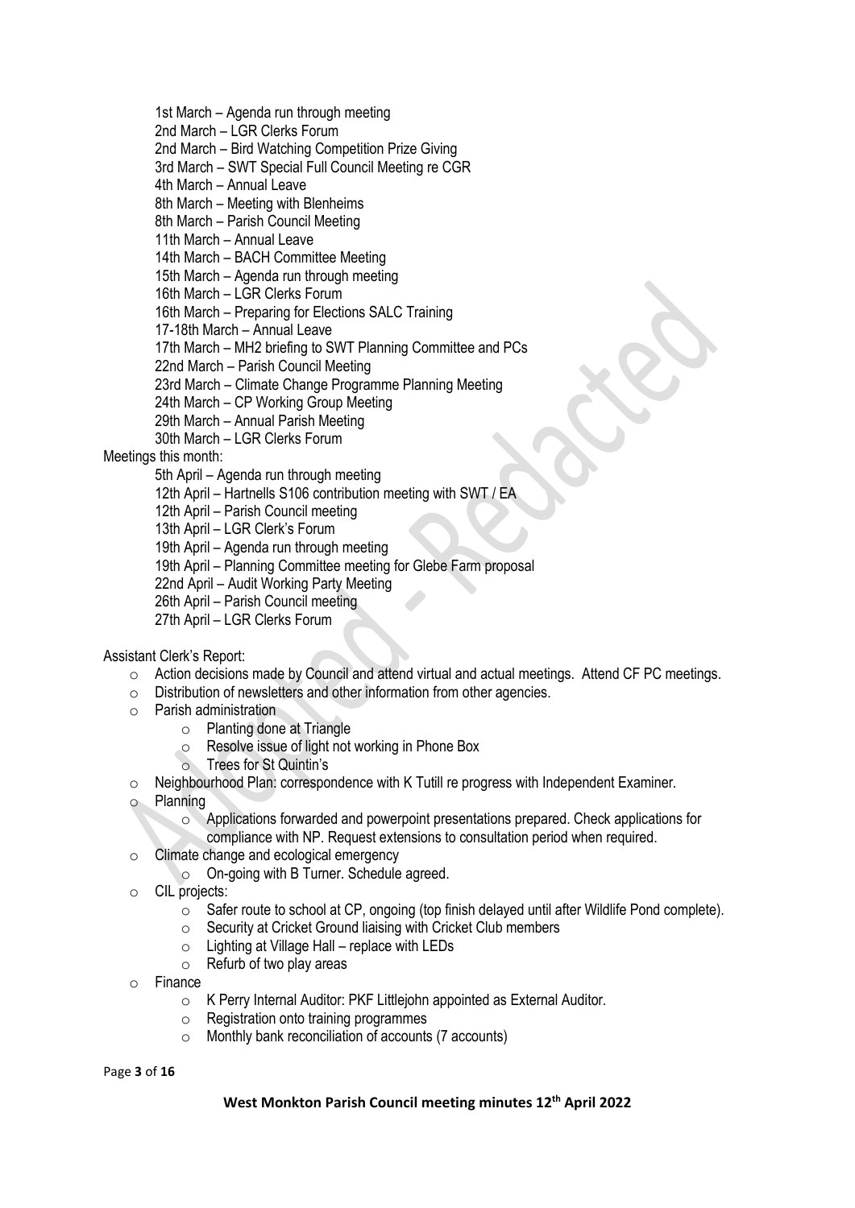- 1st March – Agenda run through meeting
- 2nd March – LGR Clerks Forum
- 2nd March – Bird Watching Competition Prize Giving
- 3rd March – SWT Special Full Council Meeting re CGR
- 4th March – Annual Leave
- 8th March – Meeting with Blenheims
- 8th March – Parish Council Meeting
- 11th March – Annual Leave
- 14th March – BACH Committee Meeting
- 15th March – Agenda run through meeting
- 16th March – LGR Clerks Forum
- 16th March – Preparing for Elections SALC Training
- 17-18th March – Annual Leave
- 17th March – MH2 briefing to SWT Planning Committee and PCs
- 22nd March – Parish Council Meeting
- 23rd March – Climate Change Programme Planning Meeting
- 24th March – CP Working Group Meeting
- 29th March – Annual Parish Meeting
- 30th March – LGR Clerks Forum

Meetings this month:

- 5th April – Agenda run through meeting
- 12th April – Hartnells S106 contribution meeting with SWT / EA
- 12th April – Parish Council meeting
- 13th April – LGR Clerk's Forum
- 19th April – Agenda run through meeting
- 19th April – Planning Committee meeting for Glebe Farm proposal
- 22nd April – Audit Working Party Meeting
- 26th April – Parish Council meeting
- 27th April – LGR Clerks Forum

Assistant Clerk's Report:

- Action decisions made by Council and attend virtual and actual meetings. Attend CF PC meetings.
- Distribution of newsletters and other information from other agencies.
- Parish administration
  - Planting done at Triangle
  - Resolve issue of light not working in Phone Box
  - Trees for St Quintin's
- Neighbourhood Plan: correspondence with K Tutill re progress with Independent Examiner.
- Planning
  - Applications forwarded and powerpoint presentations prepared. Check applications for compliance with NP. Request extensions to consultation period when required.
- Climate change and ecological emergency
  - On-going with B Turner. Schedule agreed.
- CIL projects:
  - Safer route to school at CP, ongoing (top finish delayed until after Wildlife Pond complete).
  - Security at Cricket Ground liaising with Cricket Club members
  - Lighting at Village Hall – replace with LEDs
  - Refurb of two play areas
- Finance
  - K Perry Internal Auditor: PKF Littlejohn appointed as External Auditor.
  - Registration onto training programmes
  - Monthly bank reconciliation of accounts (7 accounts)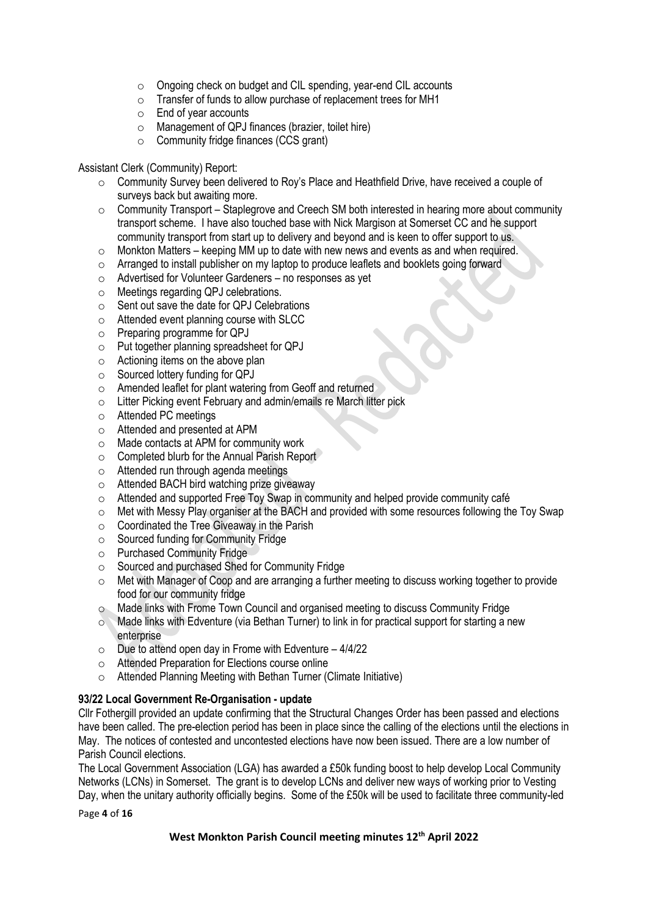- Ongoing check on budget and CIL spending, year-end CIL accounts
- Transfer of funds to allow purchase of replacement trees for MH1
- End of year accounts
- Management of QPJ finances (brazier, toilet hire)
- Community fridge finances (CCS grant)

Assistant Clerk (Community) Report:

- Community Survey been delivered to Roy's Place and Heathfield Drive, have received a couple of surveys back but awaiting more.
- Community Transport – Staplegrove and Creech SM both interested in hearing more about community transport scheme. I have also touched base with Nick Margison at Somerset CC and he support community transport from start up to delivery and beyond and is keen to offer support to us.
- Monkton Matters – keeping MM up to date with new news and events as and when required.
- Arranged to install publisher on my laptop to produce leaflets and booklets going forward
- Advertised for Volunteer Gardeners – no responses as yet
- Meetings regarding QPJ celebrations.
- Sent out save the date for QPJ Celebrations
- Attended event planning course with SLCC
- Preparing programme for QPJ
- Put together planning spreadsheet for QPJ
- Actioning items on the above plan
- Sourced lottery funding for QPJ
- Amended leaflet for plant watering from Geoff and returned
- Litter Picking event February and admin/emails re March litter pick
- Attended PC meetings
- Attended and presented at APM
- Made contacts at APM for community work
- Completed blurb for the Annual Parish Report
- Attended run through agenda meetings
- Attended BACH bird watching prize giveaway
- Attended and supported Free Toy Swap in community and helped provide community café
- Met with Messy Play organiser at the BACH and provided with some resources following the Toy Swap
- Coordinated the Tree Giveaway in the Parish
- Sourced funding for Community Fridge
- Purchased Community Fridge
- Sourced and purchased Shed for Community Fridge
- Met with Manager of Coop and are arranging a further meeting to discuss working together to provide food for our community fridge
- Made links with Frome Town Council and organised meeting to discuss Community Fridge
- Made links with Edventure (via Bethan Turner) to link in for practical support for starting a new enterprise
- Due to attend open day in Frome with Edventure – 4/4/22
- Attended Preparation for Elections course online
- Attended Planning Meeting with Bethan Turner (Climate Initiative)

**93/22 Local Government Re-Organisation - update**

Cllr Fothergill provided an update confirming that the Structural Changes Order has been passed and elections have been called. The pre-election period has been in place since the calling of the elections until the elections in May. The notices of contested and uncontested elections have now been issued. There are a low number of Parish Council elections.

The Local Government Association (LGA) has awarded a £50k funding boost to help develop Local Community Networks (LCNs) in Somerset. The grant is to develop LCNs and deliver new ways of working prior to Vesting Day, when the unitary authority officially begins. Some of the £50k will be used to facilitate three community-led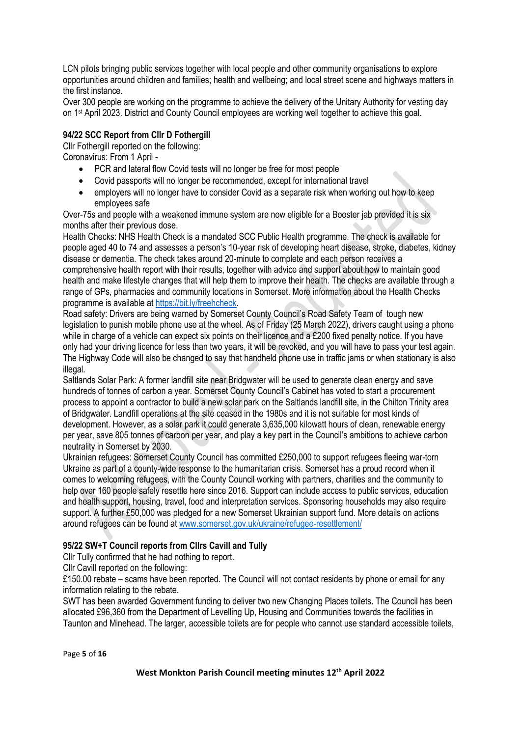LCN pilots bringing public services together with local people and other community organisations to explore opportunities around children and families; health and wellbeing; and local street scene and highways matters in the first instance.

Over 300 people are working on the programme to achieve the delivery of the Unitary Authority for vesting day on 1st April 2023. District and County Council employees are working well together to achieve this goal.

**94/22 SCC Report from Cllr D Fothergill**

Cllr Fothergill reported on the following:

Coronavirus: From 1 April -

- PCR and lateral flow Covid tests will no longer be free for most people
- Covid passports will no longer be recommended, except for international travel
- employers will no longer have to consider Covid as a separate risk when working out how to keep employees safe

Over-75s and people with a weakened immune system are now eligible for a Booster jab provided it is six months after their previous dose.

Health Checks: NHS Health Check is a mandated SCC Public Health programme. The check is available for people aged 40 to 74 and assesses a person's 10-year risk of developing heart disease, stroke, diabetes, kidney disease or dementia. The check takes around 20-minute to complete and each person receives a comprehensive health report with their results, together with advice and support about how to maintain good health and make lifestyle changes that will help them to improve their health. The checks are available through a range of GPs, pharmacies and community locations in Somerset. More information about the Health Checks programme is available at https://bit.ly/freehcheck.

Road safety: Drivers are being warned by Somerset County Council's Road Safety Team of tough new legislation to punish mobile phone use at the wheel. As of Friday (25 March 2022), drivers caught using a phone while in charge of a vehicle can expect six points on their licence and a £200 fixed penalty notice. If you have only had your driving licence for less than two years, it will be revoked, and you will have to pass your test again. The Highway Code will also be changed to say that handheld phone use in traffic jams or when stationary is also illegal.

Saltlands Solar Park: A former landfill site near Bridgwater will be used to generate clean energy and save hundreds of tonnes of carbon a year. Somerset County Council's Cabinet has voted to start a procurement process to appoint a contractor to build a new solar park on the Saltlands landfill site, in the Chilton Trinity area of Bridgwater. Landfill operations at the site ceased in the 1980s and it is not suitable for most kinds of development. However, as a solar park it could generate 3,635,000 kilowatt hours of clean, renewable energy per year, save 805 tonnes of carbon per year, and play a key part in the Council's ambitions to achieve carbon neutrality in Somerset by 2030.

Ukrainian refugees: Somerset County Council has committed £250,000 to support refugees fleeing war-torn Ukraine as part of a county-wide response to the humanitarian crisis. Somerset has a proud record when it comes to welcoming refugees, with the County Council working with partners, charities and the community to help over 160 people safely resettle here since 2016. Support can include access to public services, education and health support, housing, travel, food and interpretation services. Sponsoring households may also require support. A further £50,000 was pledged for a new Somerset Ukrainian support fund. More details on actions around refugees can be found at www.somerset.gov.uk/ukraine/refugee-resettlement/

**95/22 SW+T Council reports from Cllrs Cavill and Tully**

Cllr Tully confirmed that he had nothing to report.

Cllr Cavill reported on the following:

£150.00 rebate – scams have been reported. The Council will not contact residents by phone or email for any information relating to the rebate.

SWT has been awarded Government funding to deliver two new Changing Places toilets. The Council has been allocated £96,360 from the Department of Levelling Up, Housing and Communities towards the facilities in Taunton and Minehead. The larger, accessible toilets are for people who cannot use standard accessible toilets,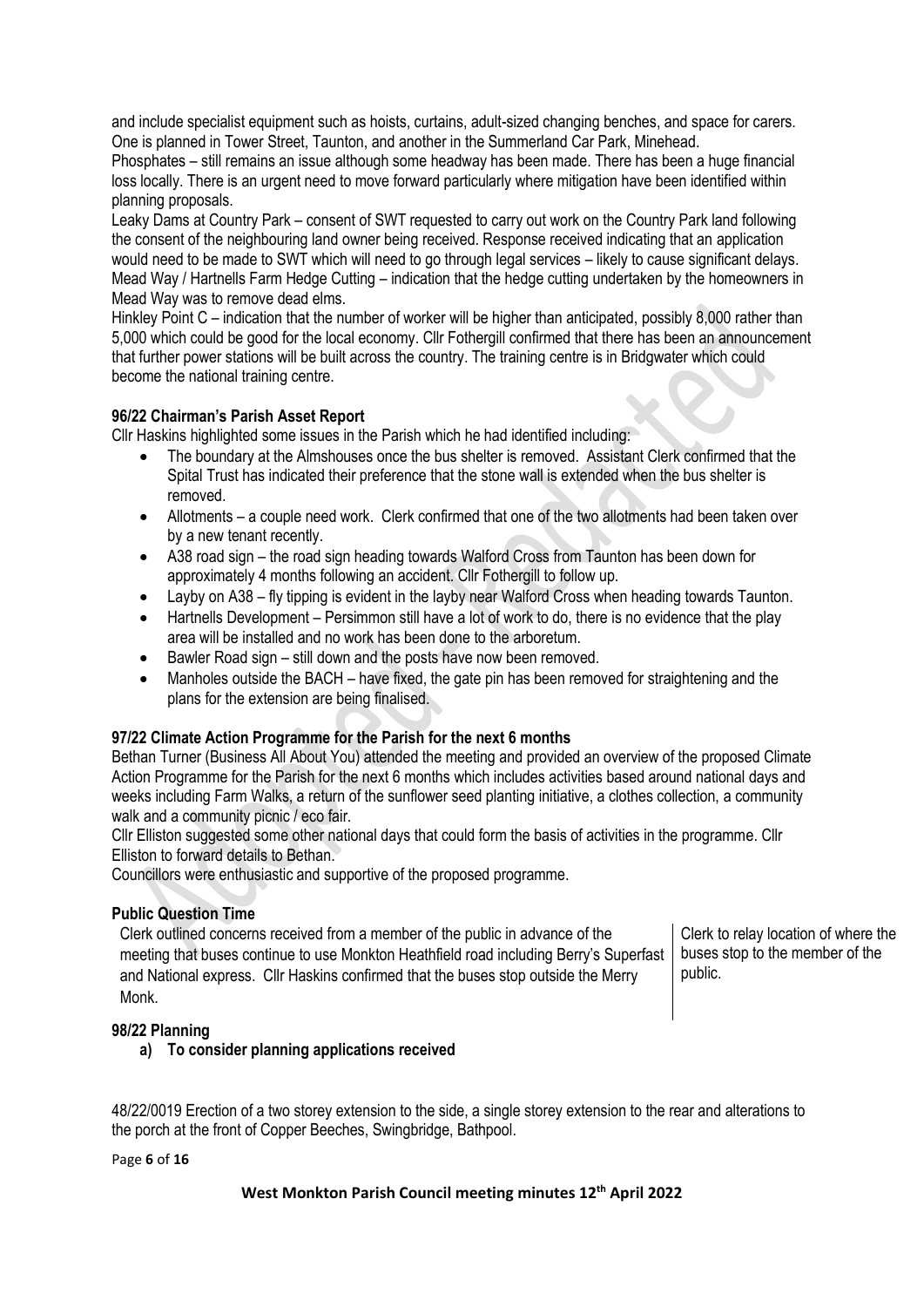and include specialist equipment such as hoists, curtains, adult-sized changing benches, and space for carers. One is planned in Tower Street, Taunton, and another in the Summerland Car Park, Minehead.

Phosphates – still remains an issue although some headway has been made. There has been a huge financial loss locally. There is an urgent need to move forward particularly where mitigation have been identified within planning proposals.

Leaky Dams at Country Park – consent of SWT requested to carry out work on the Country Park land following the consent of the neighbouring land owner being received. Response received indicating that an application would need to be made to SWT which will need to go through legal services – likely to cause significant delays.

Mead Way / Hartnells Farm Hedge Cutting – indication that the hedge cutting undertaken by the homeowners in Mead Way was to remove dead elms.

Hinkley Point C – indication that the number of worker will be higher than anticipated, possibly 8,000 rather than 5,000 which could be good for the local economy. Cllr Fothergill confirmed that there has been an announcement that further power stations will be built across the country. The training centre is in Bridgwater which could become the national training centre.

**96/22 Chairman's Parish Asset Report**

Cllr Haskins highlighted some issues in the Parish which he had identified including:

- The boundary at the Almshouses once the bus shelter is removed. Assistant Clerk confirmed that the Spital Trust has indicated their preference that the stone wall is extended when the bus shelter is removed.
- Allotments – a couple need work. Clerk confirmed that one of the two allotments had been taken over by a new tenant recently.
- A38 road sign – the road sign heading towards Walford Cross from Taunton has been down for approximately 4 months following an accident. Cllr Fothergill to follow up.
- Layby on A38 – fly tipping is evident in the layby near Walford Cross when heading towards Taunton.
- Hartnells Development – Persimmon still have a lot of work to do, there is no evidence that the play area will be installed and no work has been done to the arboretum.
- Bawler Road sign – still down and the posts have now been removed.
- Manholes outside the BACH – have fixed, the gate pin has been removed for straightening and the plans for the extension are being finalised.

**97/22 Climate Action Programme for the Parish for the next 6 months**

Bethan Turner (Business All About You) attended the meeting and provided an overview of the proposed Climate Action Programme for the Parish for the next 6 months which includes activities based around national days and weeks including Farm Walks, a return of the sunflower seed planting initiative, a clothes collection, a community walk and a community picnic / eco fair.

Cllr Elliston suggested some other national days that could form the basis of activities in the programme. Cllr Elliston to forward details to Bethan.

Councillors were enthusiastic and supportive of the proposed programme.

**Public Question Time**

| | |
|---|---|
| Clerk outlined concerns received from a member of the public in advance of the meeting that buses continue to use Monkton Heathfield road including Berry's Superfast and National express. Cllr Haskins confirmed that the buses stop outside the Merry Monk. | Clerk to relay location of where the buses stop to the member of the public. |

**98/22 Planning**

**a) To consider planning applications received**

48/22/0019 Erection of a two storey extension to the side, a single storey extension to the rear and alterations to the porch at the front of Copper Beeches, Swingbridge, Bathpool.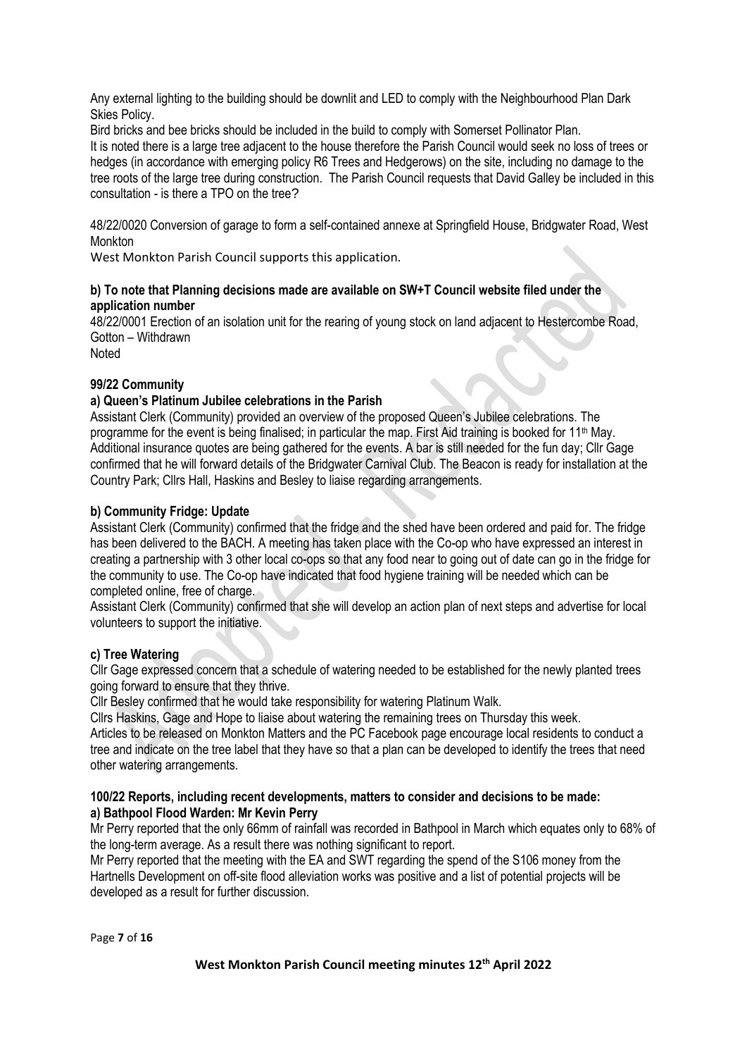Any external lighting to the building should be downlit and LED to comply with the Neighbourhood Plan Dark Skies Policy.

Bird bricks and bee bricks should be included in the build to comply with Somerset Pollinator Plan.

It is noted there is a large tree adjacent to the house therefore the Parish Council would seek no loss of trees or hedges (in accordance with emerging policy R6 Trees and Hedgerows) on the site, including no damage to the tree roots of the large tree during construction. The Parish Council requests that David Galley be included in this consultation - is there a TPO on the tree?

48/22/0020 Conversion of garage to form a self-contained annexe at Springfield House, Bridgwater Road, West Monkton

West Monkton Parish Council supports this application.

**b) To note that Planning decisions made are available on SW+T Council website filed under the application number**

48/22/0001 Erection of an isolation unit for the rearing of young stock on land adjacent to Hestercombe Road, Gotton – Withdrawn

Noted

**99/22 Community**

**a) Queen's Platinum Jubilee celebrations in the Parish**

Assistant Clerk (Community) provided an overview of the proposed Queen's Jubilee celebrations. The programme for the event is being finalised; in particular the map. First Aid training is booked for 11th May. Additional insurance quotes are being gathered for the events. A bar is still needed for the fun day; Cllr Gage confirmed that he will forward details of the Bridgwater Carnival Club. The Beacon is ready for installation at the Country Park; Cllrs Hall, Haskins and Besley to liaise regarding arrangements.

**b) Community Fridge: Update**

Assistant Clerk (Community) confirmed that the fridge and the shed have been ordered and paid for. The fridge has been delivered to the BACH. A meeting has taken place with the Co-op who have expressed an interest in creating a partnership with 3 other local co-ops so that any food near to going out of date can go in the fridge for the community to use. The Co-op have indicated that food hygiene training will be needed which can be completed online, free of charge.

Assistant Clerk (Community) confirmed that she will develop an action plan of next steps and advertise for local volunteers to support the initiative.

**c) Tree Watering**

Cllr Gage expressed concern that a schedule of watering needed to be established for the newly planted trees going forward to ensure that they thrive.

Cllr Besley confirmed that he would take responsibility for watering Platinum Walk.

Cllrs Haskins, Gage and Hope to liaise about watering the remaining trees on Thursday this week.

Articles to be released on Monkton Matters and the PC Facebook page encourage local residents to conduct a tree and indicate on the tree label that they have so that a plan can be developed to identify the trees that need other watering arrangements.

**100/22 Reports, including recent developments, matters to consider and decisions to be made:**

**a) Bathpool Flood Warden: Mr Kevin Perry**

Mr Perry reported that the only 66mm of rainfall was recorded in Bathpool in March which equates only to 68% of the long-term average. As a result there was nothing significant to report.

Mr Perry reported that the meeting with the EA and SWT regarding the spend of the S106 money from the Hartnells Development on off-site flood alleviation works was positive and a list of potential projects will be developed as a result for further discussion.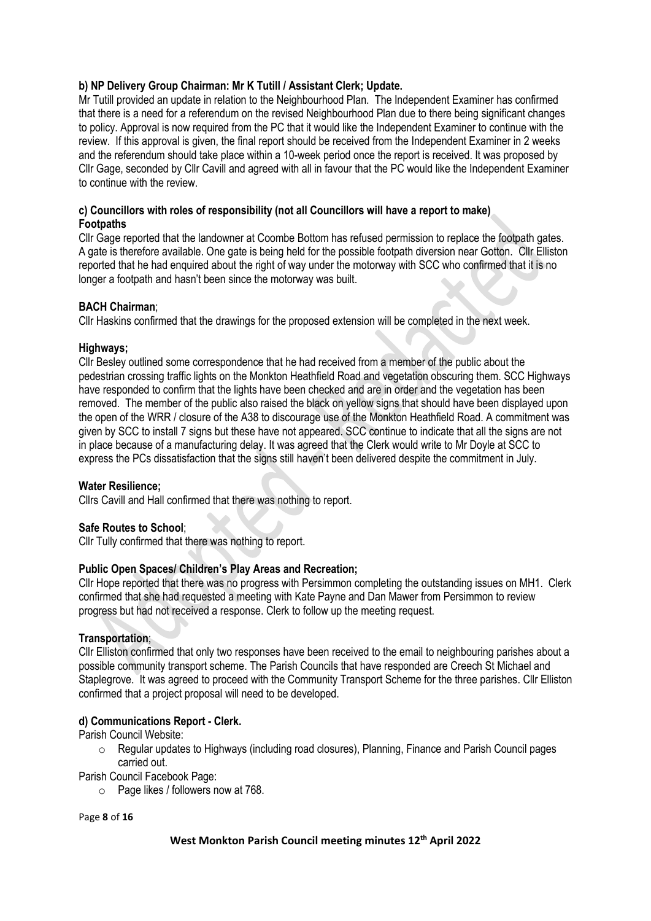**b) NP Delivery Group Chairman: Mr K Tutill / Assistant Clerk; Update.**

Mr Tutill provided an update in relation to the Neighbourhood Plan. The Independent Examiner has confirmed that there is a need for a referendum on the revised Neighbourhood Plan due to there being significant changes to policy. Approval is now required from the PC that it would like the Independent Examiner to continue with the review. If this approval is given, the final report should be received from the Independent Examiner in 2 weeks and the referendum should take place within a 10-week period once the report is received. It was proposed by Cllr Gage, seconded by Cllr Cavill and agreed with all in favour that the PC would like the Independent Examiner to continue with the review.

**c) Councillors with roles of responsibility (not all Councillors will have a report to make)**

**Footpaths**

Cllr Gage reported that the landowner at Coombe Bottom has refused permission to replace the footpath gates. A gate is therefore available. One gate is being held for the possible footpath diversion near Gotton. Cllr Elliston reported that he had enquired about the right of way under the motorway with SCC who confirmed that it is no longer a footpath and hasn't been since the motorway was built.

**BACH Chairman**;

Cllr Haskins confirmed that the drawings for the proposed extension will be completed in the next week.

**Highways;**

Cllr Besley outlined some correspondence that he had received from a member of the public about the pedestrian crossing traffic lights on the Monkton Heathfield Road and vegetation obscuring them. SCC Highways have responded to confirm that the lights have been checked and are in order and the vegetation has been removed. The member of the public also raised the black on yellow signs that should have been displayed upon the open of the WRR / closure of the A38 to discourage use of the Monkton Heathfield Road. A commitment was given by SCC to install 7 signs but these have not appeared. SCC continue to indicate that all the signs are not in place because of a manufacturing delay. It was agreed that the Clerk would write to Mr Doyle at SCC to express the PCs dissatisfaction that the signs still haven't been delivered despite the commitment in July.

**Water Resilience;**

Cllrs Cavill and Hall confirmed that there was nothing to report.

**Safe Routes to School**;

Cllr Tully confirmed that there was nothing to report.

**Public Open Spaces/ Children's Play Areas and Recreation;**

Cllr Hope reported that there was no progress with Persimmon completing the outstanding issues on MH1. Clerk confirmed that she had requested a meeting with Kate Payne and Dan Mawer from Persimmon to review progress but had not received a response. Clerk to follow up the meeting request.

**Transportation**;

Cllr Elliston confirmed that only two responses have been received to the email to neighbouring parishes about a possible community transport scheme. The Parish Councils that have responded are Creech St Michael and Staplegrove. It was agreed to proceed with the Community Transport Scheme for the three parishes. Cllr Elliston confirmed that a project proposal will need to be developed.

**d) Communications Report - Clerk.**

Parish Council Website:

- Regular updates to Highways (including road closures), Planning, Finance and Parish Council pages carried out.

Parish Council Facebook Page:

- Page likes / followers now at 768.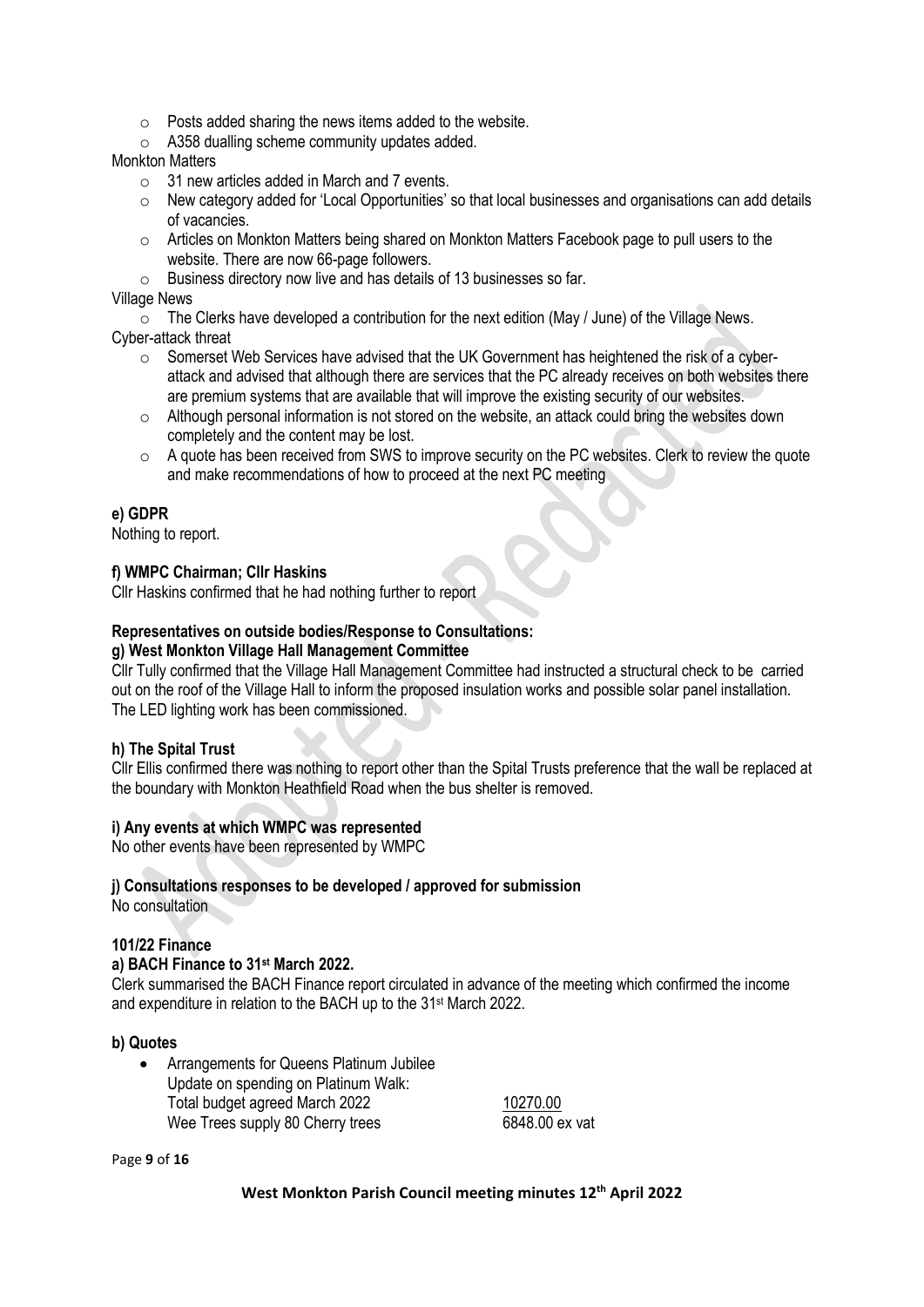- Posts added sharing the news items added to the website.
- A358 dualling scheme community updates added.

Monkton Matters

- 31 new articles added in March and 7 events.
- New category added for 'Local Opportunities' so that local businesses and organisations can add details of vacancies.
- Articles on Monkton Matters being shared on Monkton Matters Facebook page to pull users to the website. There are now 66-page followers.
- Business directory now live and has details of 13 businesses so far.

Village News

- The Clerks have developed a contribution for the next edition (May / June) of the Village News.

Cyber-attack threat

- Somerset Web Services have advised that the UK Government has heightened the risk of a cyber-attack and advised that although there are services that the PC already receives on both websites there are premium systems that are available that will improve the existing security of our websites.
- Although personal information is not stored on the website, an attack could bring the websites down completely and the content may be lost.
- A quote has been received from SWS to improve security on the PC websites. Clerk to review the quote and make recommendations of how to proceed at the next PC meeting

**e) GDPR**

Nothing to report.

**f) WMPC Chairman; Cllr Haskins**

Cllr Haskins confirmed that he had nothing further to report

**Representatives on outside bodies/Response to Consultations:**

**g) West Monkton Village Hall Management Committee**

Cllr Tully confirmed that the Village Hall Management Committee had instructed a structural check to be carried out on the roof of the Village Hall to inform the proposed insulation works and possible solar panel installation. The LED lighting work has been commissioned.

**h) The Spital Trust**

Cllr Ellis confirmed there was nothing to report other than the Spital Trusts preference that the wall be replaced at the boundary with Monkton Heathfield Road when the bus shelter is removed.

**i) Any events at which WMPC was represented**

No other events have been represented by WMPC

**j) Consultations responses to be developed / approved for submission**

No consultation

**101/22 Finance**

**a) BACH Finance to 31st March 2022.**

Clerk summarised the BACH Finance report circulated in advance of the meeting which confirmed the income and expenditure in relation to the BACH up to the 31st March 2022.

**b) Quotes**

- Arrangements for Queens Platinum Jubilee
  Update on spending on Platinum Walk:

| | |
|---|---|
| Total budget agreed March 2022 | 10270.00 |
| Wee Trees supply 80 Cherry trees | 6848.00 ex vat |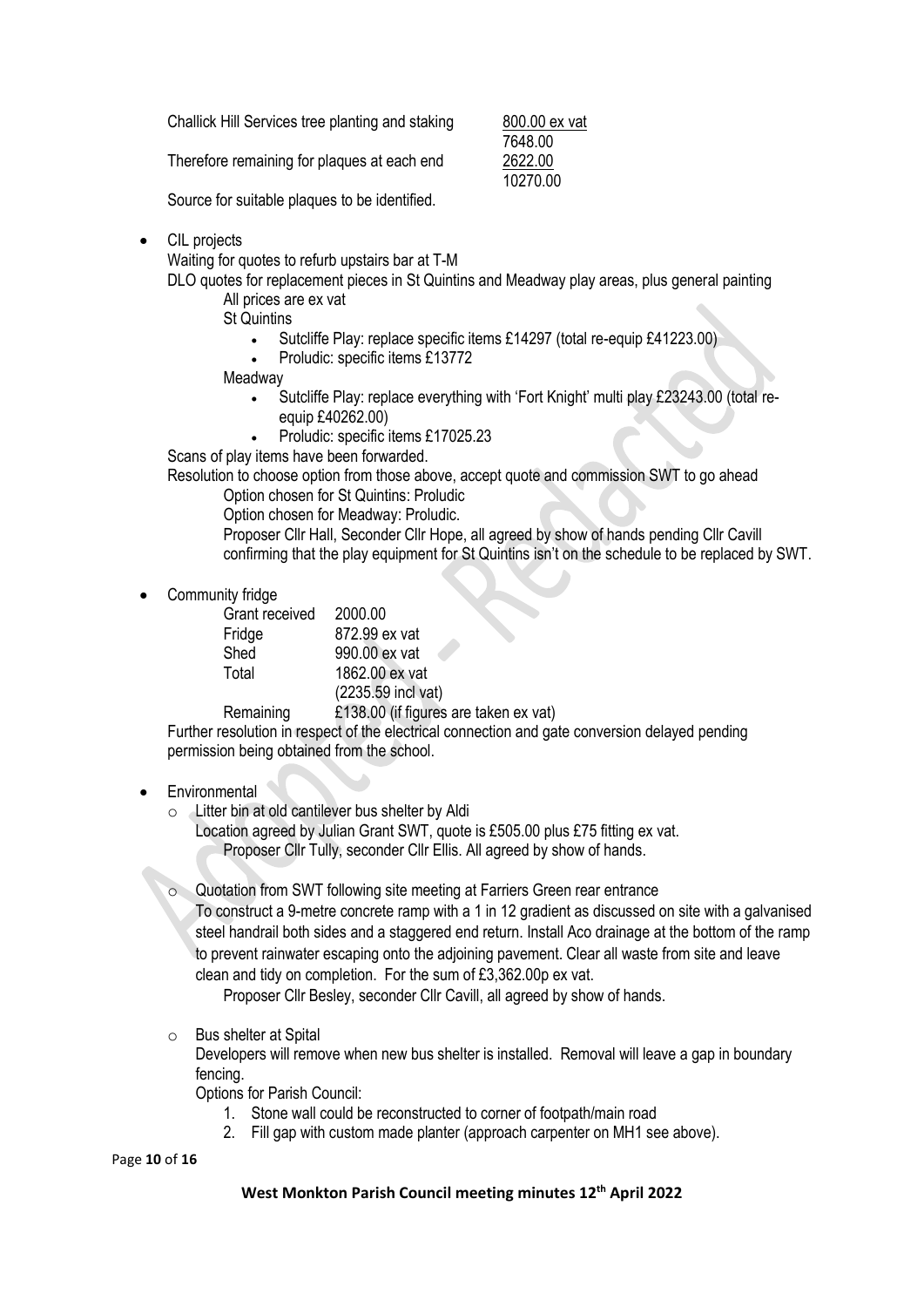| | |
|---|---|
| Challick Hill Services tree planting and staking | 800.00 ex vat |
| | 7648.00 |
| Therefore remaining for plaques at each end | 2622.00 |
| | 10270.00 |

Source for suitable plaques to be identified.

- CIL projects

  Waiting for quotes to refurb upstairs bar at T-M

  DLO quotes for replacement pieces in St Quintins and Meadway play areas, plus general painting

  All prices are ex vat

  St Quintins
  - Sutcliffe Play: replace specific items £14297 (total re-equip £41223.00)
  - Proludic: specific items £13772

  Meadway
  - Sutcliffe Play: replace everything with 'Fort Knight' multi play £23243.00 (total re-equip £40262.00)
  - Proludic: specific items £17025.23

  Scans of play items have been forwarded.

  Resolution to choose option from those above, accept quote and commission SWT to go ahead

  Option chosen for St Quintins: Proludic

  Option chosen for Meadway: Proludic.

  Proposer Cllr Hall, Seconder Cllr Hope, all agreed by show of hands pending Cllr Cavill confirming that the play equipment for St Quintins isn't on the schedule to be replaced by SWT.

- Community fridge

| | |
|---|---|
| Grant received | 2000.00 |
| Fridge | 872.99 ex vat |
| Shed | 990.00 ex vat |
| Total | 1862.00 ex vat |
| | (2235.59 incl vat) |
| Remaining | £138.00 (if figures are taken ex vat) |

  Further resolution in respect of the electrical connection and gate conversion delayed pending permission being obtained from the school.

- Environmental
  - Litter bin at old cantilever bus shelter by Aldi

    Location agreed by Julian Grant SWT, quote is £505.00 plus £75 fitting ex vat.

    Proposer Cllr Tully, seconder Cllr Ellis. All agreed by show of hands.

  - Quotation from SWT following site meeting at Farriers Green rear entrance

    To construct a 9-metre concrete ramp with a 1 in 12 gradient as discussed on site with a galvanised steel handrail both sides and a staggered end return. Install Aco drainage at the bottom of the ramp to prevent rainwater escaping onto the adjoining pavement. Clear all waste from site and leave clean and tidy on completion. For the sum of £3,362.00p ex vat.

    Proposer Cllr Besley, seconder Cllr Cavill, all agreed by show of hands.

  - Bus shelter at Spital

    Developers will remove when new bus shelter is installed. Removal will leave a gap in boundary fencing.

    Options for Parish Council:
    1. Stone wall could be reconstructed to corner of footpath/main road
    2. Fill gap with custom made planter (approach carpenter on MH1 see above).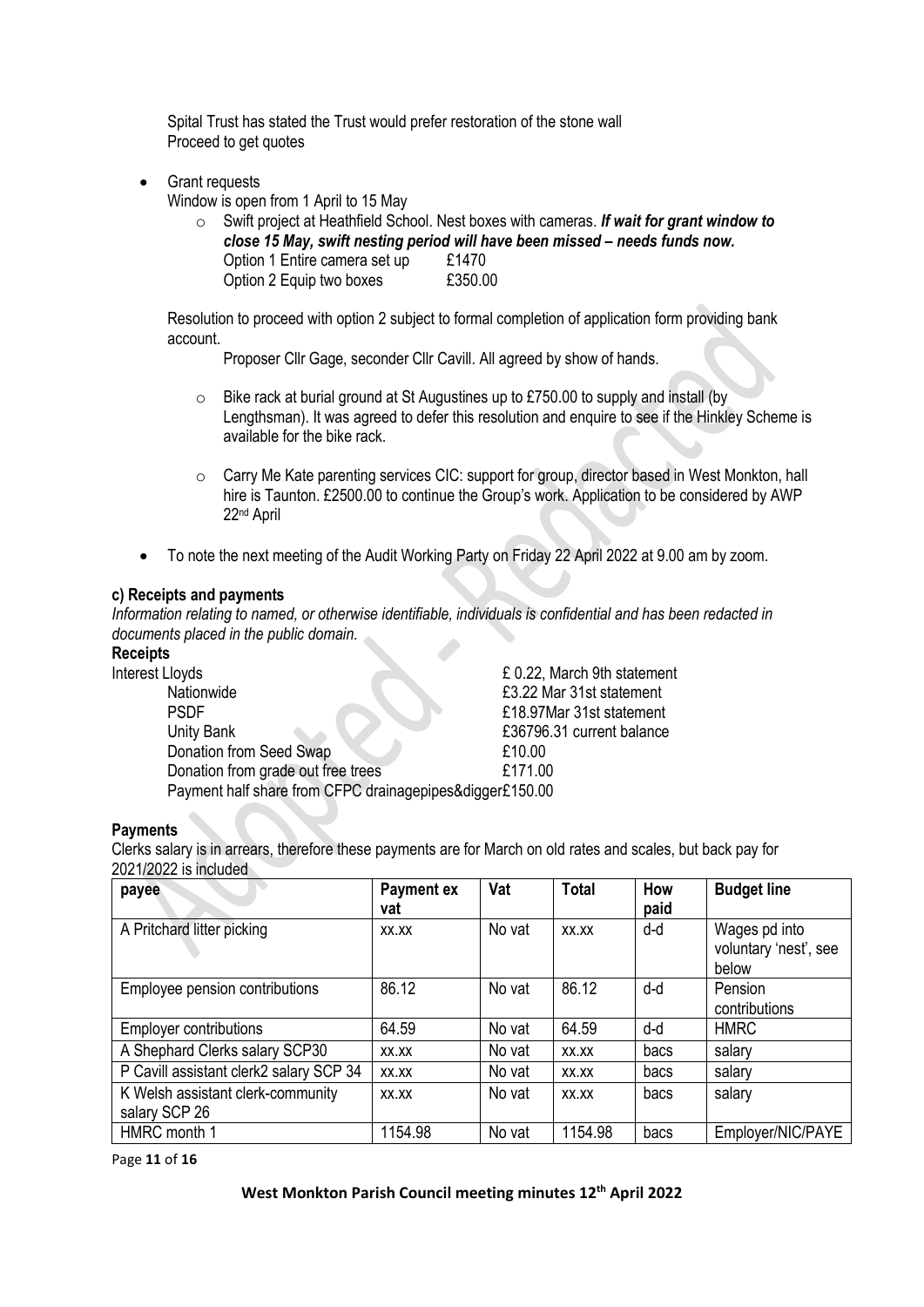Spital Trust has stated the Trust would prefer restoration of the stone wall
Proceed to get quotes

- Grant requests

  Window is open from 1 April to 15 May

  - Swift project at Heathfield School. Nest boxes with cameras. ***If wait for grant window to close 15 May, swift nesting period will have been missed – needs funds now.***

    Option 1 Entire camera set up £1470

    Option 2 Equip two boxes £350.00

Resolution to proceed with option 2 subject to formal completion of application form providing bank account.

Proposer Cllr Gage, seconder Cllr Cavill. All agreed by show of hands.

- Bike rack at burial ground at St Augustines up to £750.00 to supply and install (by Lengthsman). It was agreed to defer this resolution and enquire to see if the Hinkley Scheme is available for the bike rack.

- Carry Me Kate parenting services CIC: support for group, director based in West Monkton, hall hire is Taunton. £2500.00 to continue the Group's work. Application to be considered by AWP 22nd April

- To note the next meeting of the Audit Working Party on Friday 22 April 2022 at 9.00 am by zoom.

**c) Receipts and payments**

*Information relating to named, or otherwise identifiable, individuals is confidential and has been redacted in documents placed in the public domain.*

**Receipts**

Interest Lloyds £ 0.22, March 9th statement

Nationwide £3.22 Mar 31st statement

PSDF £18.97Mar 31st statement

Unity Bank £36796.31 current balance

Donation from Seed Swap £10.00

Donation from grade out free trees £171.00

Payment half share from CFPC drainagepipes&digger£150.00

**Payments**

Clerks salary is in arrears, therefore these payments are for March on old rates and scales, but back pay for 2021/2022 is included

| payee | Payment ex vat | Vat | Total | How paid | Budget line |
|---|---|---|---|---|---|
| A Pritchard litter picking | xx.xx | No vat | xx.xx | d-d | Wages pd into voluntary 'nest', see below |
| Employee pension contributions | 86.12 | No vat | 86.12 | d-d | Pension contributions |
| Employer contributions | 64.59 | No vat | 64.59 | d-d | HMRC |
| A Shephard Clerks salary SCP30 | xx.xx | No vat | xx.xx | bacs | salary |
| P Cavill assistant clerk2 salary SCP 34 | xx.xx | No vat | xx.xx | bacs | salary |
| K Welsh assistant clerk-community salary SCP 26 | xx.xx | No vat | xx.xx | bacs | salary |
| HMRC month 1 | 1154.98 | No vat | 1154.98 | bacs | Employer/NIC/PAYE |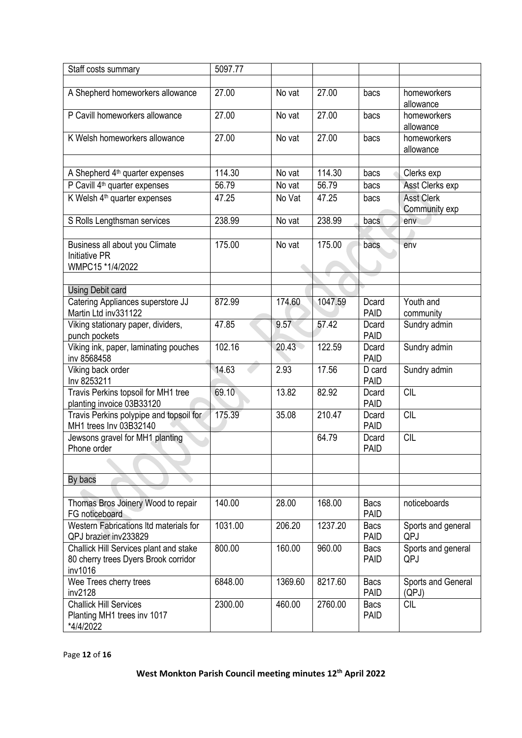| Staff costs summary | 5097.77 | | | | |
|---|---|---|---|---|---|
| | | | | | |
| A Shepherd homeworkers allowance | 27.00 | No vat | 27.00 | bacs | homeworkers allowance |
| P Cavill homeworkers allowance | 27.00 | No vat | 27.00 | bacs | homeworkers allowance |
| K Welsh homeworkers allowance | 27.00 | No vat | 27.00 | bacs | homeworkers allowance |
| | | | | | |
| A Shepherd 4th quarter expenses | 114.30 | No vat | 114.30 | bacs | Clerks exp |
| P Cavill 4th quarter expenses | 56.79 | No vat | 56.79 | bacs | Asst Clerks exp |
| K Welsh 4th quarter expenses | 47.25 | No Vat | 47.25 | bacs | Asst Clerk Community exp |
| S Rolls Lengthsman services | 238.99 | No vat | 238.99 | bacs | env |
| | | | | | |
| Business all about you Climate Initiative PR WMPC15 *1/4/2022 | 175.00 | No vat | 175.00 | bacs | env |
| | | | | | |
| Using Debit card | | | | | |
| Catering Appliances superstore JJ Martin Ltd inv331122 | 872.99 | 174.60 | 1047.59 | Dcard PAID | Youth and community |
| Viking stationary paper, dividers, punch pockets | 47.85 | 9.57 | 57.42 | Dcard PAID | Sundry admin |
| Viking ink, paper, laminating pouches inv 8568458 | 102.16 | 20.43 | 122.59 | Dcard PAID | Sundry admin |
| Viking back order Inv 8253211 | 14.63 | 2.93 | 17.56 | D card PAID | Sundry admin |
| Travis Perkins topsoil for MH1 tree planting invoice 03B33120 | 69.10 | 13.82 | 82.92 | Dcard PAID | CIL |
| Travis Perkins polypipe and topsoil for MH1 trees Inv 03B32140 | 175.39 | 35.08 | 210.47 | Dcard PAID | CIL |
| Jewsons gravel for MH1 planting Phone order | | | 64.79 | Dcard PAID | CIL |
| | | | | | |
| By bacs | | | | | |
| | | | | | |
| Thomas Bros Joinery Wood to repair FG noticeboard | 140.00 | 28.00 | 168.00 | Bacs PAID | noticeboards |
| Western Fabrications ltd materials for QPJ brazier inv233829 | 1031.00 | 206.20 | 1237.20 | Bacs PAID | Sports and general QPJ |
| Challick Hill Services plant and stake 80 cherry trees Dyers Brook corridor inv1016 | 800.00 | 160.00 | 960.00 | Bacs PAID | Sports and general QPJ |
| Wee Trees cherry trees inv2128 | 6848.00 | 1369.60 | 8217.60 | Bacs PAID | Sports and General (QPJ) |
| Challick Hill Services Planting MH1 trees inv 1017 *4/4/2022 | 2300.00 | 460.00 | 2760.00 | Bacs PAID | CIL |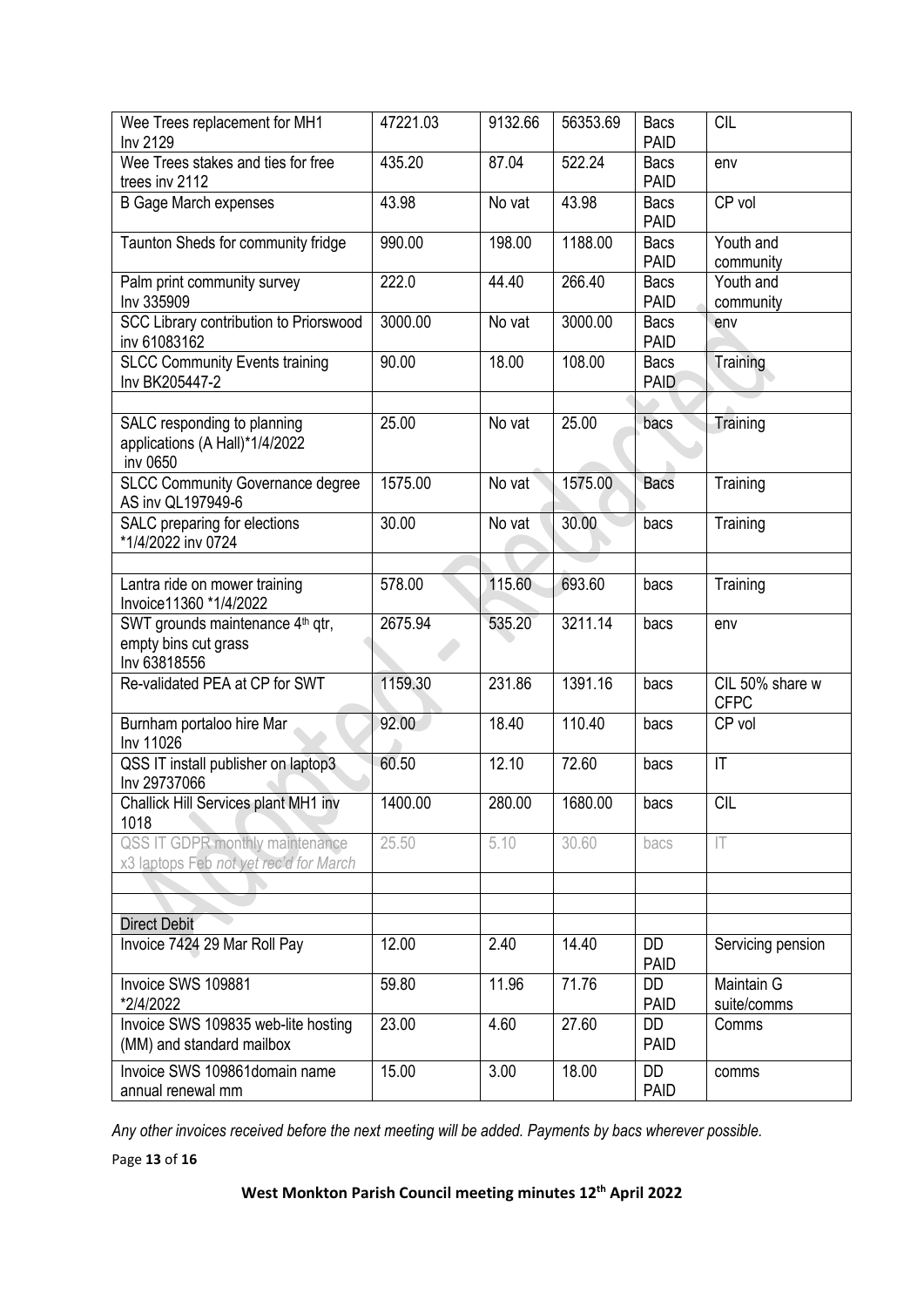| | | | | | |
|---|---|---|---|---|---|
| Wee Trees replacement for MH1 Inv 2129 | 47221.03 | 9132.66 | 56353.69 | Bacs PAID | CIL |
| Wee Trees stakes and ties for free trees inv 2112 | 435.20 | 87.04 | 522.24 | Bacs PAID | env |
| B Gage March expenses | 43.98 | No vat | 43.98 | Bacs PAID | CP vol |
| Taunton Sheds for community fridge | 990.00 | 198.00 | 1188.00 | Bacs PAID | Youth and community |
| Palm print community survey Inv 335909 | 222.0 | 44.40 | 266.40 | Bacs PAID | Youth and community |
| SCC Library contribution to Priorswood inv 61083162 | 3000.00 | No vat | 3000.00 | Bacs PAID | env |
| SLCC Community Events training Inv BK205447-2 | 90.00 | 18.00 | 108.00 | Bacs PAID | Training |
| | | | | | |
| SALC responding to planning applications (A Hall)*1/4/2022 inv 0650 | 25.00 | No vat | 25.00 | bacs | Training |
| SLCC Community Governance degree AS inv QL197949-6 | 1575.00 | No vat | 1575.00 | Bacs | Training |
| SALC preparing for elections *1/4/2022 inv 0724 | 30.00 | No vat | 30.00 | bacs | Training |
| | | | | | |
| Lantra ride on mower training Invoice11360 *1/4/2022 | 578.00 | 115.60 | 693.60 | bacs | Training |
| SWT grounds maintenance 4th qtr, empty bins cut grass Inv 63818556 | 2675.94 | 535.20 | 3211.14 | bacs | env |
| Re-validated PEA at CP for SWT | 1159.30 | 231.86 | 1391.16 | bacs | CIL 50% share w CFPC |
| Burnham portaloo hire Mar Inv 11026 | 92.00 | 18.40 | 110.40 | bacs | CP vol |
| QSS IT install publisher on laptop3 Inv 29737066 | 60.50 | 12.10 | 72.60 | bacs | IT |
| Challick Hill Services plant MH1 inv 1018 | 1400.00 | 280.00 | 1680.00 | bacs | CIL |
| QSS IT GDPR monthly maintenance x3 laptops Feb *not yet rec'd for March* | 25.50 | 5.10 | 30.60 | bacs | IT |
| | | | | | |
| | | | | | |
| Direct Debit | | | | | |
| Invoice 7424 29 Mar Roll Pay | 12.00 | 2.40 | 14.40 | DD PAID | Servicing pension |
| Invoice SWS 109881 *2/4/2022 | 59.80 | 11.96 | 71.76 | DD PAID | Maintain G suite/comms |
| Invoice SWS 109835 web-lite hosting (MM) and standard mailbox | 23.00 | 4.60 | 27.60 | DD PAID | Comms |
| Invoice SWS 109861domain name annual renewal mm | 15.00 | 3.00 | 18.00 | DD PAID | comms |

*Any other invoices received before the next meeting will be added. Payments by bacs wherever possible.*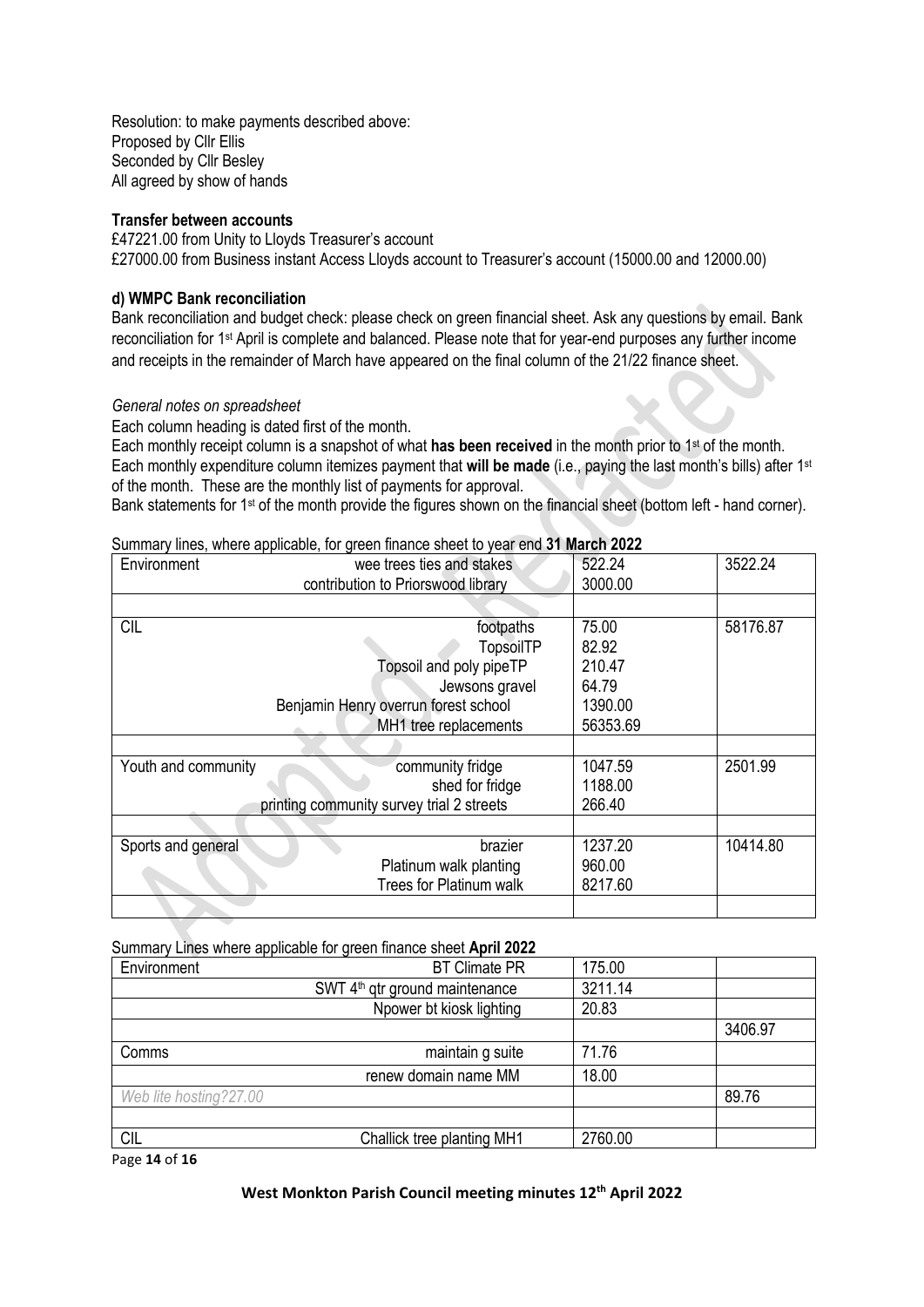Resolution: to make payments described above:
Proposed by Cllr Ellis
Seconded by Cllr Besley
All agreed by show of hands

**Transfer between accounts**

£47221.00 from Unity to Lloyds Treasurer's account
£27000.00 from Business instant Access Lloyds account to Treasurer's account (15000.00 and 12000.00)

**d) WMPC Bank reconciliation**

Bank reconciliation and budget check: please check on green financial sheet. Ask any questions by email. Bank reconciliation for 1st April is complete and balanced. Please note that for year-end purposes any further income and receipts in the remainder of March have appeared on the final column of the 21/22 finance sheet.

*General notes on spreadsheet*

Each column heading is dated first of the month.
Each monthly receipt column is a snapshot of what **has been received** in the month prior to 1st of the month.
Each monthly expenditure column itemizes payment that **will be made** (i.e., paying the last month's bills) after 1st of the month. These are the monthly list of payments for approval.
Bank statements for 1st of the month provide the figures shown on the financial sheet (bottom left - hand corner).

Summary lines, where applicable, for green finance sheet to year end **31 March 2022**

| | | | |
|---|---|---|---|
| Environment | wee trees ties and stakes | 522.24 | 3522.24 |
| | contribution to Priorswood library | 3000.00 | |
| | | | |
| CIL | footpaths | 75.00 | 58176.87 |
| | TopsoilTP | 82.92 | |
| | Topsoil and poly pipeTP | 210.47 | |
| | Jewsons gravel | 64.79 | |
| | Benjamin Henry overrun forest school | 1390.00 | |
| | MH1 tree replacements | 56353.69 | |
| | | | |
| Youth and community | community fridge | 1047.59 | 2501.99 |
| | shed for fridge | 1188.00 | |
| | printing community survey trial 2 streets | 266.40 | |
| | | | |
| Sports and general | brazier | 1237.20 | 10414.80 |
| | Platinum walk planting | 960.00 | |
| | Trees for Platinum walk | 8217.60 | |
| | | | |

Summary Lines where applicable for green finance sheet **April 2022**

| | | | |
|---|---|---|---|
| Environment | BT Climate PR | 175.00 | |
| | SWT 4th qtr ground maintenance | 3211.14 | |
| | Npower bt kiosk lighting | 20.83 | |
| | | | 3406.97 |
| Comms | maintain g suite | 71.76 | |
| | renew domain name MM | 18.00 | |
| *Web lite hosting?27.00* | | | 89.76 |
| | | | |
| CIL | Challick tree planting MH1 | 2760.00 | |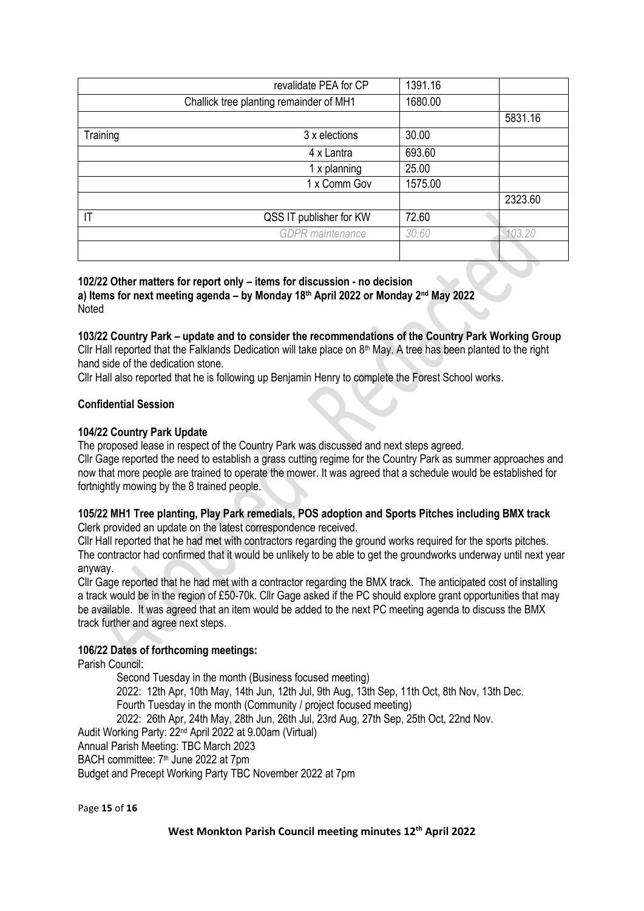| | | | |
|---|---|---|---|
| | revalidate PEA for CP | 1391.16 | |
| | Challick tree planting remainder of MH1 | 1680.00 | |
| | | | 5831.16 |
| Training | 3 x elections | 30.00 | |
| | 4 x Lantra | 693.60 | |
| | 1 x planning | 25.00 | |
| | 1 x Comm Gov | 1575.00 | |
| | | | 2323.60 |
| IT | QSS IT publisher for KW | 72.60 | |
| | *GDPR maintenance* | *30.60* | *103.20* |
| | | | |

**102/22 Other matters for report only – items for discussion - no decision**

**a) Items for next meeting agenda – by Monday 18th April 2022 or Monday 2nd May 2022**

Noted

**103/22 Country Park – update and to consider the recommendations of the Country Park Working Group**

Cllr Hall reported that the Falklands Dedication will take place on 8th May. A tree has been planted to the right hand side of the dedication stone.

Cllr Hall also reported that he is following up Benjamin Henry to complete the Forest School works.

**Confidential Session**

**104/22 Country Park Update**

The proposed lease in respect of the Country Park was discussed and next steps agreed.

Cllr Gage reported the need to establish a grass cutting regime for the Country Park as summer approaches and now that more people are trained to operate the mower. It was agreed that a schedule would be established for fortnightly mowing by the 8 trained people.

**105/22 MH1 Tree planting, Play Park remedials, POS adoption and Sports Pitches including BMX track**

Clerk provided an update on the latest correspondence received.

Cllr Hall reported that he had met with contractors regarding the ground works required for the sports pitches. The contractor had confirmed that it would be unlikely to be able to get the groundworks underway until next year anyway.

Cllr Gage reported that he had met with a contractor regarding the BMX track. The anticipated cost of installing a track would be in the region of £50-70k. Cllr Gage asked if the PC should explore grant opportunities that may be available. It was agreed that an item would be added to the next PC meeting agenda to discuss the BMX track further and agree next steps.

**106/22 Dates of forthcoming meetings:**

Parish Council:

Second Tuesday in the month (Business focused meeting)

2022: 12th Apr, 10th May, 14th Jun, 12th Jul, 9th Aug, 13th Sep, 11th Oct, 8th Nov, 13th Dec.

Fourth Tuesday in the month (Community / project focused meeting)

2022: 26th Apr, 24th May, 28th Jun, 26th Jul, 23rd Aug, 27th Sep, 25th Oct, 22nd Nov.

Audit Working Party: 22nd April 2022 at 9.00am (Virtual)

Annual Parish Meeting: TBC March 2023

BACH committee: 7th June 2022 at 7pm

Budget and Precept Working Party TBC November 2022 at 7pm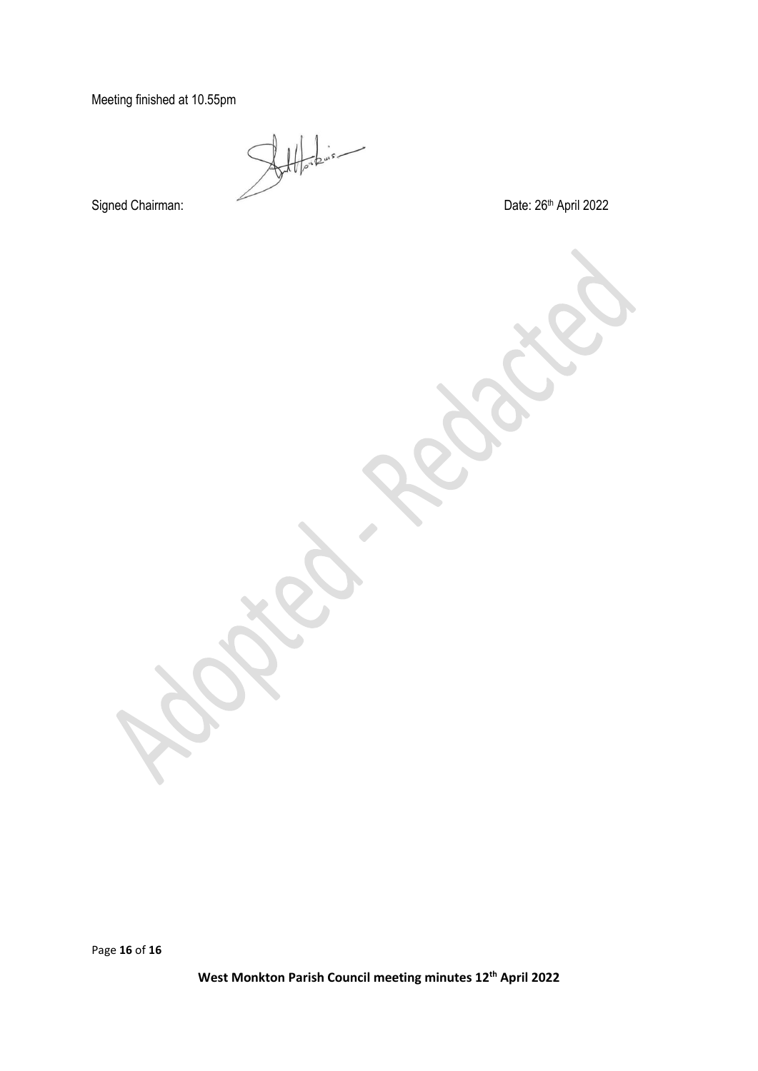Meeting finished at 10.55pm

Signed Chairman: Date: 26th April 2022